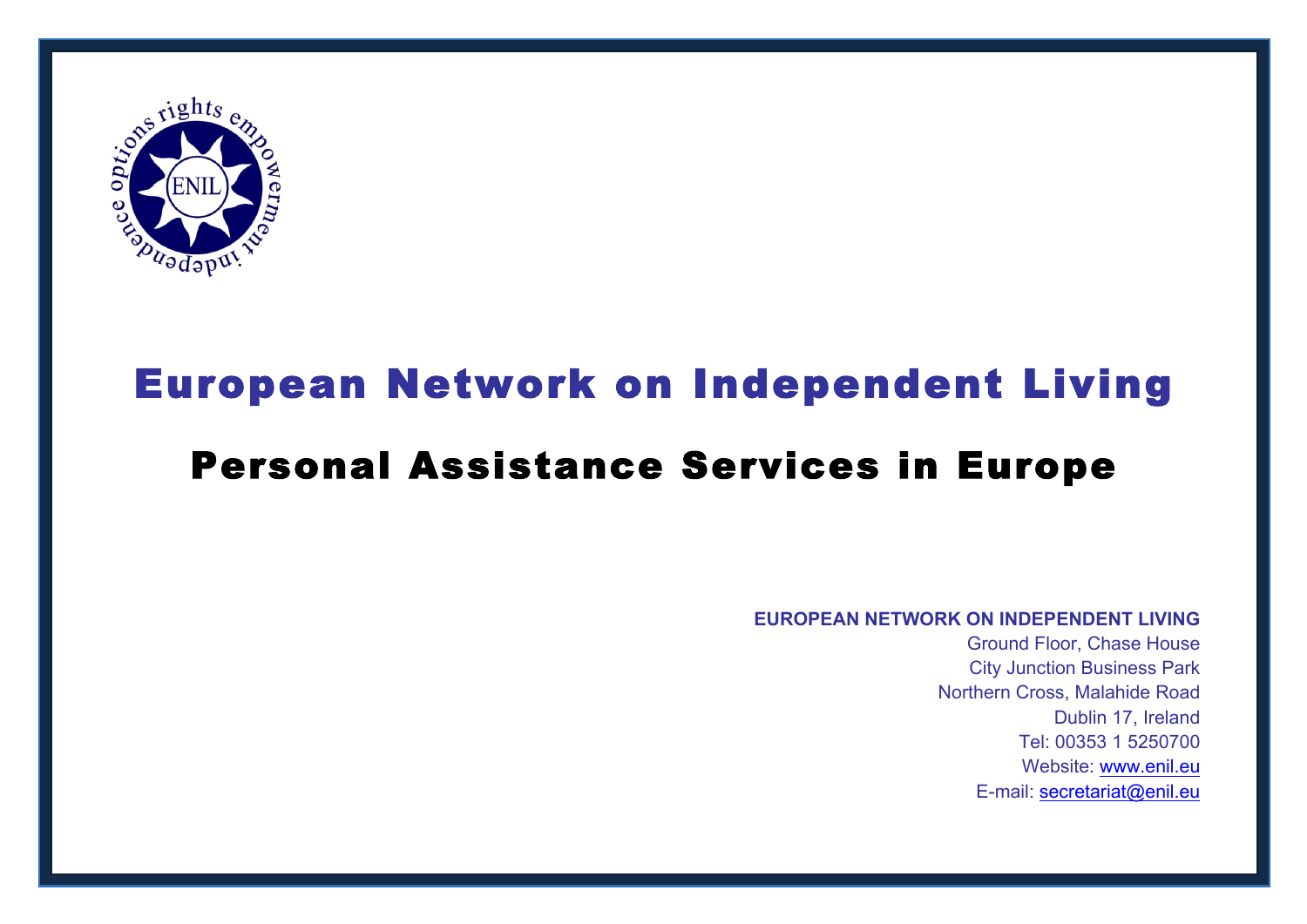# European Network on Independent Living

## Personal Assistance Services in Europe

**EUROPEAN NETWORK ON INDEPENDENT LIVING**

Ground Floor, Chase House
City Junction Business Park
Northern Cross, Malahide Road
Dublin 17, Ireland
Tel: 00353 1 5250700
Website: www.enil.eu
E-mail: secretariat@enil.eu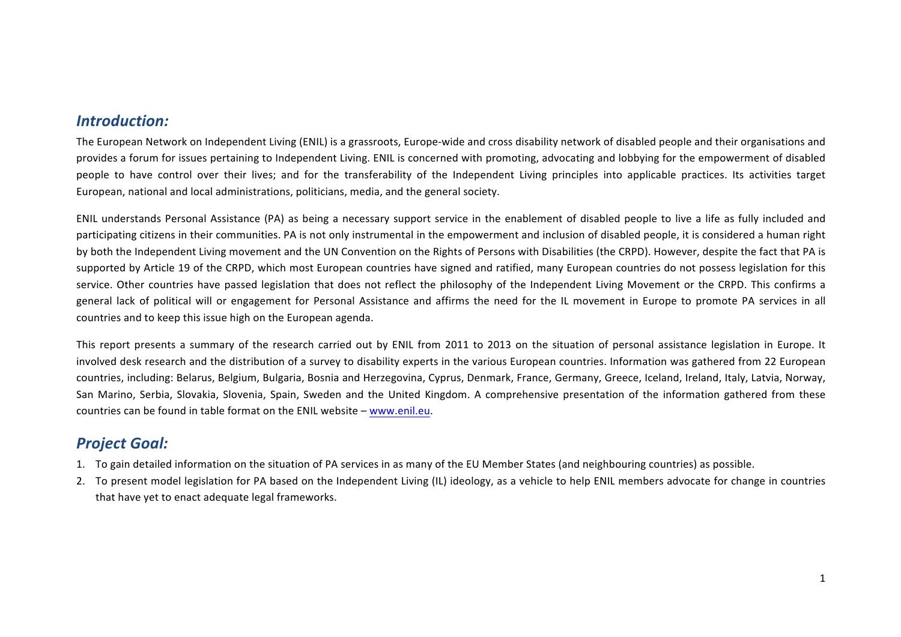## *Introduction:*

The European Network on Independent Living (ENIL) is a grassroots, Europe-wide and cross disability network of disabled people and their organisations and provides a forum for issues pertaining to Independent Living. ENIL is concerned with promoting, advocating and lobbying for the empowerment of disabled people to have control over their lives; and for the transferability of the Independent Living principles into applicable practices. Its activities target European, national and local administrations, politicians, media, and the general society.

ENIL understands Personal Assistance (PA) as being a necessary support service in the enablement of disabled people to live a life as fully included and participating citizens in their communities. PA is not only instrumental in the empowerment and inclusion of disabled people, it is considered a human right by both the Independent Living movement and the UN Convention on the Rights of Persons with Disabilities (the CRPD). However, despite the fact that PA is supported by Article 19 of the CRPD, which most European countries have signed and ratified, many European countries do not possess legislation for this service. Other countries have passed legislation that does not reflect the philosophy of the Independent Living Movement or the CRPD. This confirms a general lack of political will or engagement for Personal Assistance and affirms the need for the IL movement in Europe to promote PA services in all countries and to keep this issue high on the European agenda.

This report presents a summary of the research carried out by ENIL from 2011 to 2013 on the situation of personal assistance legislation in Europe. It involved desk research and the distribution of a survey to disability experts in the various European countries. Information was gathered from 22 European countries, including: Belarus, Belgium, Bulgaria, Bosnia and Herzegovina, Cyprus, Denmark, France, Germany, Greece, Iceland, Ireland, Italy, Latvia, Norway, San Marino, Serbia, Slovakia, Slovenia, Spain, Sweden and the United Kingdom. A comprehensive presentation of the information gathered from these countries can be found in table format on the ENIL website – www.enil.eu.

## *Project Goal:*

1. To gain detailed information on the situation of PA services in as many of the EU Member States (and neighbouring countries) as possible.
2. To present model legislation for PA based on the Independent Living (IL) ideology, as a vehicle to help ENIL members advocate for change in countries that have yet to enact adequate legal frameworks.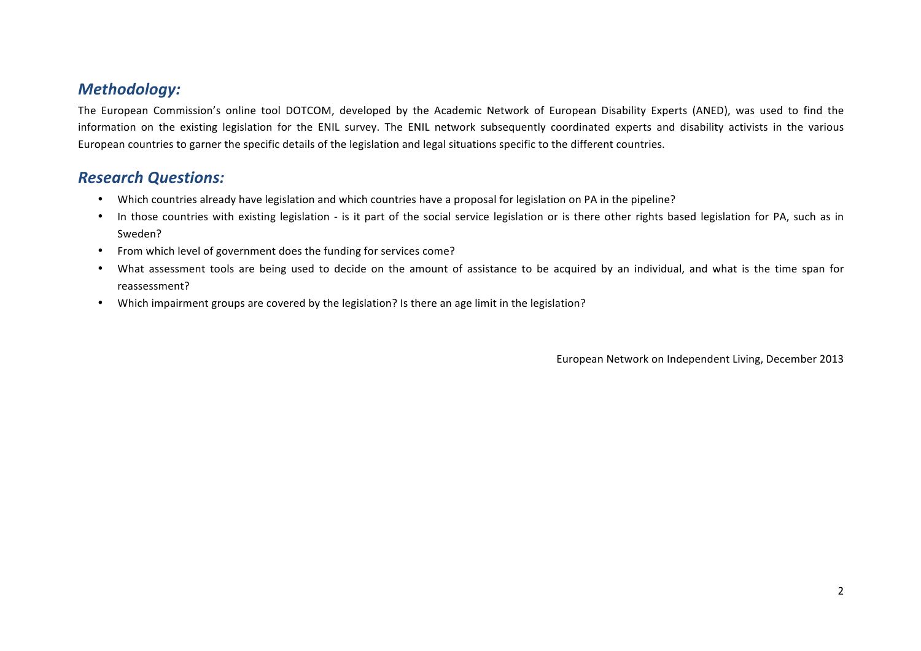## *Methodology:*

The European Commission's online tool DOTCOM, developed by the Academic Network of European Disability Experts (ANED), was used to find the information on the existing legislation for the ENIL survey. The ENIL network subsequently coordinated experts and disability activists in the various European countries to garner the specific details of the legislation and legal situations specific to the different countries.

## *Research Questions:*

- Which countries already have legislation and which countries have a proposal for legislation on PA in the pipeline?
- In those countries with existing legislation - is it part of the social service legislation or is there other rights based legislation for PA, such as in Sweden?
- From which level of government does the funding for services come?
- What assessment tools are being used to decide on the amount of assistance to be acquired by an individual, and what is the time span for reassessment?
- Which impairment groups are covered by the legislation? Is there an age limit in the legislation?

European Network on Independent Living, December 2013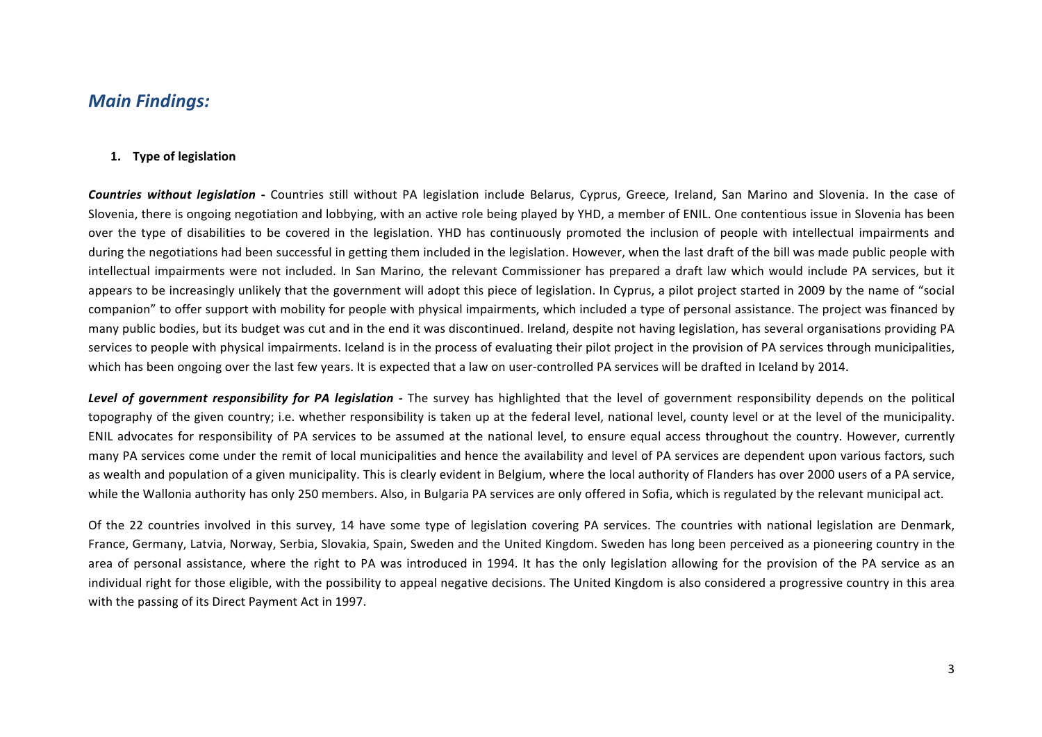## *Main Findings:*

1. **Type of legislation**

***Countries without legislation -*** Countries still without PA legislation include Belarus, Cyprus, Greece, Ireland, San Marino and Slovenia. In the case of Slovenia, there is ongoing negotiation and lobbying, with an active role being played by YHD, a member of ENIL. One contentious issue in Slovenia has been over the type of disabilities to be covered in the legislation. YHD has continuously promoted the inclusion of people with intellectual impairments and during the negotiations had been successful in getting them included in the legislation. However, when the last draft of the bill was made public people with intellectual impairments were not included. In San Marino, the relevant Commissioner has prepared a draft law which would include PA services, but it appears to be increasingly unlikely that the government will adopt this piece of legislation. In Cyprus, a pilot project started in 2009 by the name of "social companion" to offer support with mobility for people with physical impairments, which included a type of personal assistance. The project was financed by many public bodies, but its budget was cut and in the end it was discontinued. Ireland, despite not having legislation, has several organisations providing PA services to people with physical impairments. Iceland is in the process of evaluating their pilot project in the provision of PA services through municipalities, which has been ongoing over the last few years. It is expected that a law on user-controlled PA services will be drafted in Iceland by 2014.

***Level of government responsibility for PA legislation -*** The survey has highlighted that the level of government responsibility depends on the political topography of the given country; i.e. whether responsibility is taken up at the federal level, national level, county level or at the level of the municipality. ENIL advocates for responsibility of PA services to be assumed at the national level, to ensure equal access throughout the country. However, currently many PA services come under the remit of local municipalities and hence the availability and level of PA services are dependent upon various factors, such as wealth and population of a given municipality. This is clearly evident in Belgium, where the local authority of Flanders has over 2000 users of a PA service, while the Wallonia authority has only 250 members. Also, in Bulgaria PA services are only offered in Sofia, which is regulated by the relevant municipal act.

Of the 22 countries involved in this survey, 14 have some type of legislation covering PA services. The countries with national legislation are Denmark, France, Germany, Latvia, Norway, Serbia, Slovakia, Spain, Sweden and the United Kingdom. Sweden has long been perceived as a pioneering country in the area of personal assistance, where the right to PA was introduced in 1994. It has the only legislation allowing for the provision of the PA service as an individual right for those eligible, with the possibility to appeal negative decisions. The United Kingdom is also considered a progressive country in this area with the passing of its Direct Payment Act in 1997.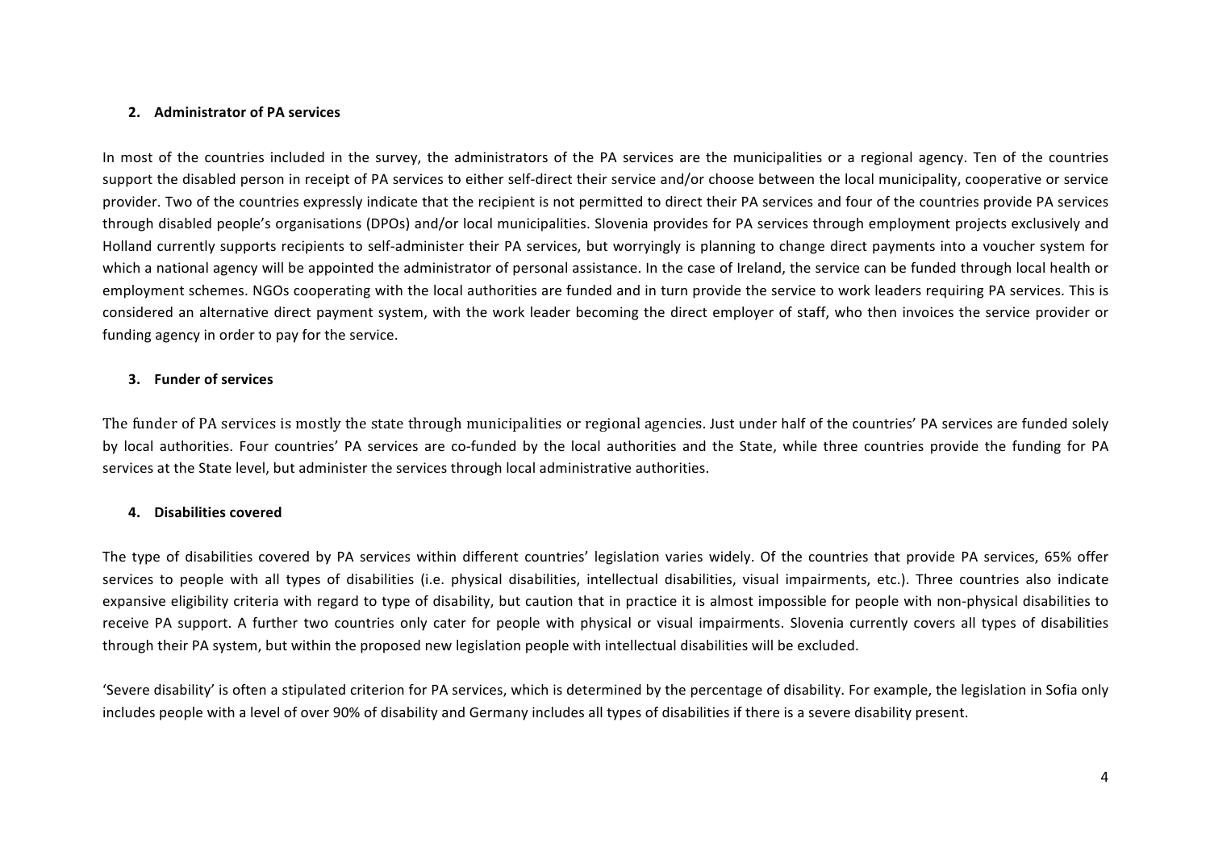## 2. Administrator of PA services

In most of the countries included in the survey, the administrators of the PA services are the municipalities or a regional agency. Ten of the countries support the disabled person in receipt of PA services to either self-direct their service and/or choose between the local municipality, cooperative or service provider. Two of the countries expressly indicate that the recipient is not permitted to direct their PA services and four of the countries provide PA services through disabled people's organisations (DPOs) and/or local municipalities. Slovenia provides for PA services through employment projects exclusively and Holland currently supports recipients to self-administer their PA services, but worryingly is planning to change direct payments into a voucher system for which a national agency will be appointed the administrator of personal assistance. In the case of Ireland, the service can be funded through local health or employment schemes. NGOs cooperating with the local authorities are funded and in turn provide the service to work leaders requiring PA services. This is considered an alternative direct payment system, with the work leader becoming the direct employer of staff, who then invoices the service provider or funding agency in order to pay for the service.

## 3. Funder of services

The funder of PA services is mostly the state through municipalities or regional agencies. Just under half of the countries' PA services are funded solely by local authorities. Four countries' PA services are co-funded by the local authorities and the State, while three countries provide the funding for PA services at the State level, but administer the services through local administrative authorities.

## 4. Disabilities covered

The type of disabilities covered by PA services within different countries' legislation varies widely. Of the countries that provide PA services, 65% offer services to people with all types of disabilities (i.e. physical disabilities, intellectual disabilities, visual impairments, etc.). Three countries also indicate expansive eligibility criteria with regard to type of disability, but caution that in practice it is almost impossible for people with non-physical disabilities to receive PA support. A further two countries only cater for people with physical or visual impairments. Slovenia currently covers all types of disabilities through their PA system, but within the proposed new legislation people with intellectual disabilities will be excluded.

'Severe disability' is often a stipulated criterion for PA services, which is determined by the percentage of disability. For example, the legislation in Sofia only includes people with a level of over 90% of disability and Germany includes all types of disabilities if there is a severe disability present.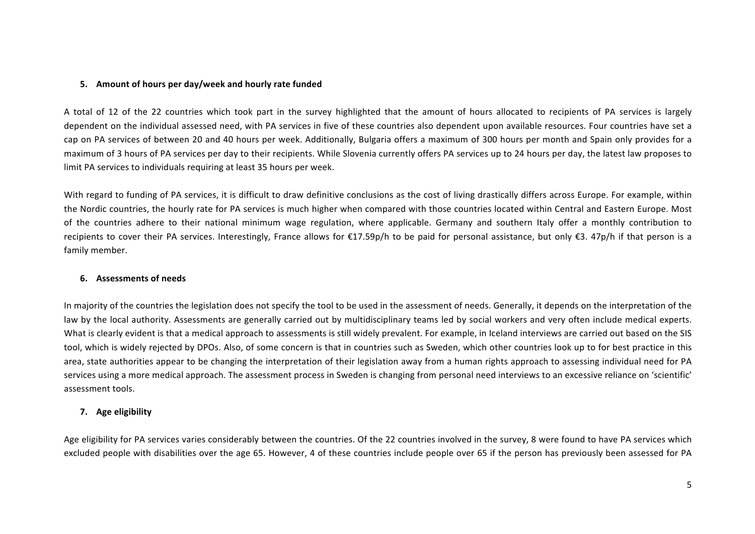## 5. Amount of hours per day/week and hourly rate funded

A total of 12 of the 22 countries which took part in the survey highlighted that the amount of hours allocated to recipients of PA services is largely dependent on the individual assessed need, with PA services in five of these countries also dependent upon available resources. Four countries have set a cap on PA services of between 20 and 40 hours per week. Additionally, Bulgaria offers a maximum of 300 hours per month and Spain only provides for a maximum of 3 hours of PA services per day to their recipients. While Slovenia currently offers PA services up to 24 hours per day, the latest law proposes to limit PA services to individuals requiring at least 35 hours per week.

With regard to funding of PA services, it is difficult to draw definitive conclusions as the cost of living drastically differs across Europe. For example, within the Nordic countries, the hourly rate for PA services is much higher when compared with those countries located within Central and Eastern Europe. Most of the countries adhere to their national minimum wage regulation, where applicable. Germany and southern Italy offer a monthly contribution to recipients to cover their PA services. Interestingly, France allows for €17.59p/h to be paid for personal assistance, but only €3. 47p/h if that person is a family member.

## 6. Assessments of needs

In majority of the countries the legislation does not specify the tool to be used in the assessment of needs. Generally, it depends on the interpretation of the law by the local authority. Assessments are generally carried out by multidisciplinary teams led by social workers and very often include medical experts. What is clearly evident is that a medical approach to assessments is still widely prevalent. For example, in Iceland interviews are carried out based on the SIS tool, which is widely rejected by DPOs. Also, of some concern is that in countries such as Sweden, which other countries look up to for best practice in this area, state authorities appear to be changing the interpretation of their legislation away from a human rights approach to assessing individual need for PA services using a more medical approach. The assessment process in Sweden is changing from personal need interviews to an excessive reliance on 'scientific' assessment tools.

## 7. Age eligibility

Age eligibility for PA services varies considerably between the countries. Of the 22 countries involved in the survey, 8 were found to have PA services which excluded people with disabilities over the age 65. However, 4 of these countries include people over 65 if the person has previously been assessed for PA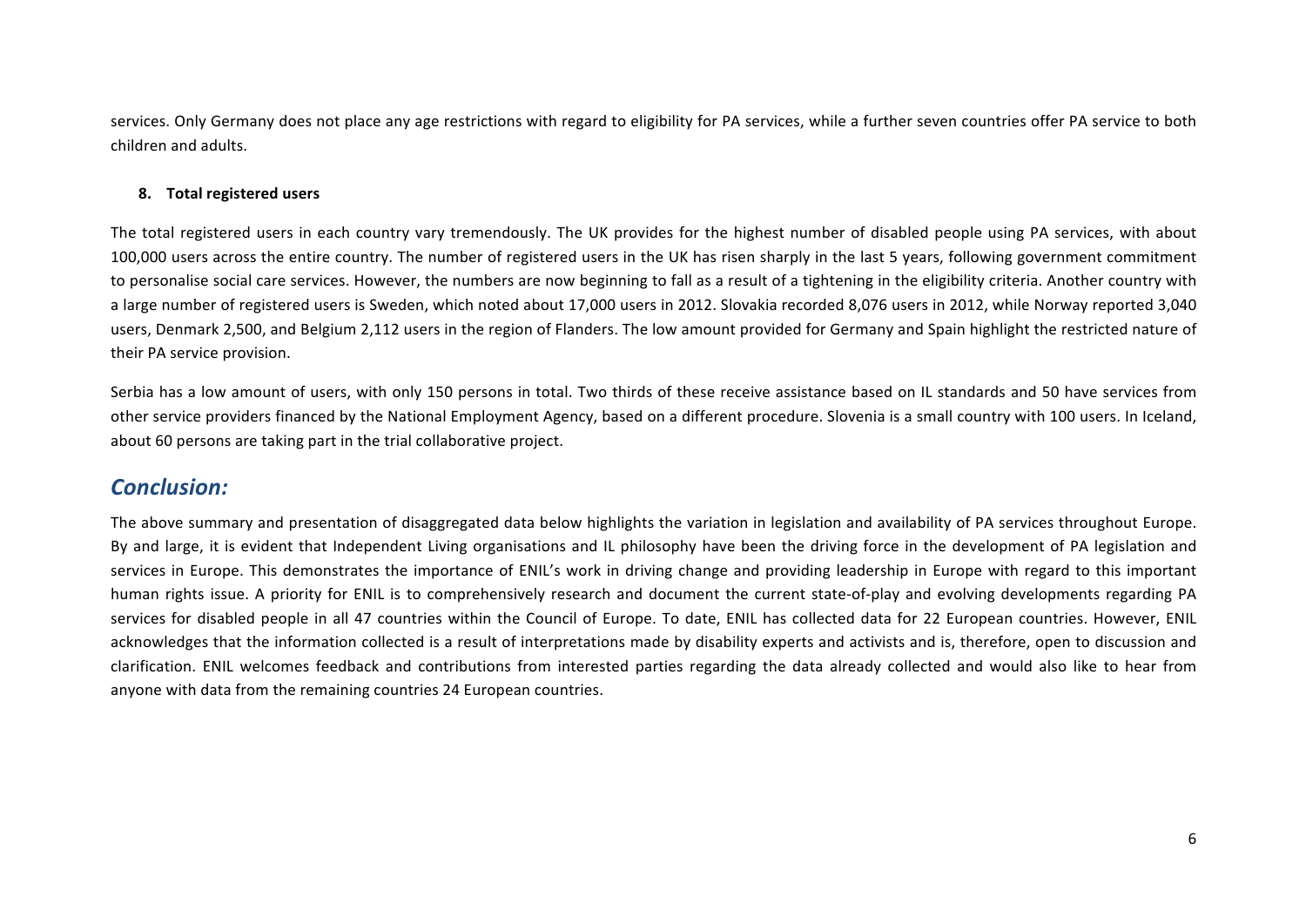services. Only Germany does not place any age restrictions with regard to eligibility for PA services, while a further seven countries offer PA service to both children and adults.

**8. Total registered users**

The total registered users in each country vary tremendously. The UK provides for the highest number of disabled people using PA services, with about 100,000 users across the entire country. The number of registered users in the UK has risen sharply in the last 5 years, following government commitment to personalise social care services. However, the numbers are now beginning to fall as a result of a tightening in the eligibility criteria. Another country with a large number of registered users is Sweden, which noted about 17,000 users in 2012. Slovakia recorded 8,076 users in 2012, while Norway reported 3,040 users, Denmark 2,500, and Belgium 2,112 users in the region of Flanders. The low amount provided for Germany and Spain highlight the restricted nature of their PA service provision.

Serbia has a low amount of users, with only 150 persons in total. Two thirds of these receive assistance based on IL standards and 50 have services from other service providers financed by the National Employment Agency, based on a different procedure. Slovenia is a small country with 100 users. In Iceland, about 60 persons are taking part in the trial collaborative project.

## *Conclusion:*

The above summary and presentation of disaggregated data below highlights the variation in legislation and availability of PA services throughout Europe. By and large, it is evident that Independent Living organisations and IL philosophy have been the driving force in the development of PA legislation and services in Europe. This demonstrates the importance of ENIL's work in driving change and providing leadership in Europe with regard to this important human rights issue. A priority for ENIL is to comprehensively research and document the current state-of-play and evolving developments regarding PA services for disabled people in all 47 countries within the Council of Europe. To date, ENIL has collected data for 22 European countries. However, ENIL acknowledges that the information collected is a result of interpretations made by disability experts and activists and is, therefore, open to discussion and clarification. ENIL welcomes feedback and contributions from interested parties regarding the data already collected and would also like to hear from anyone with data from the remaining countries 24 European countries.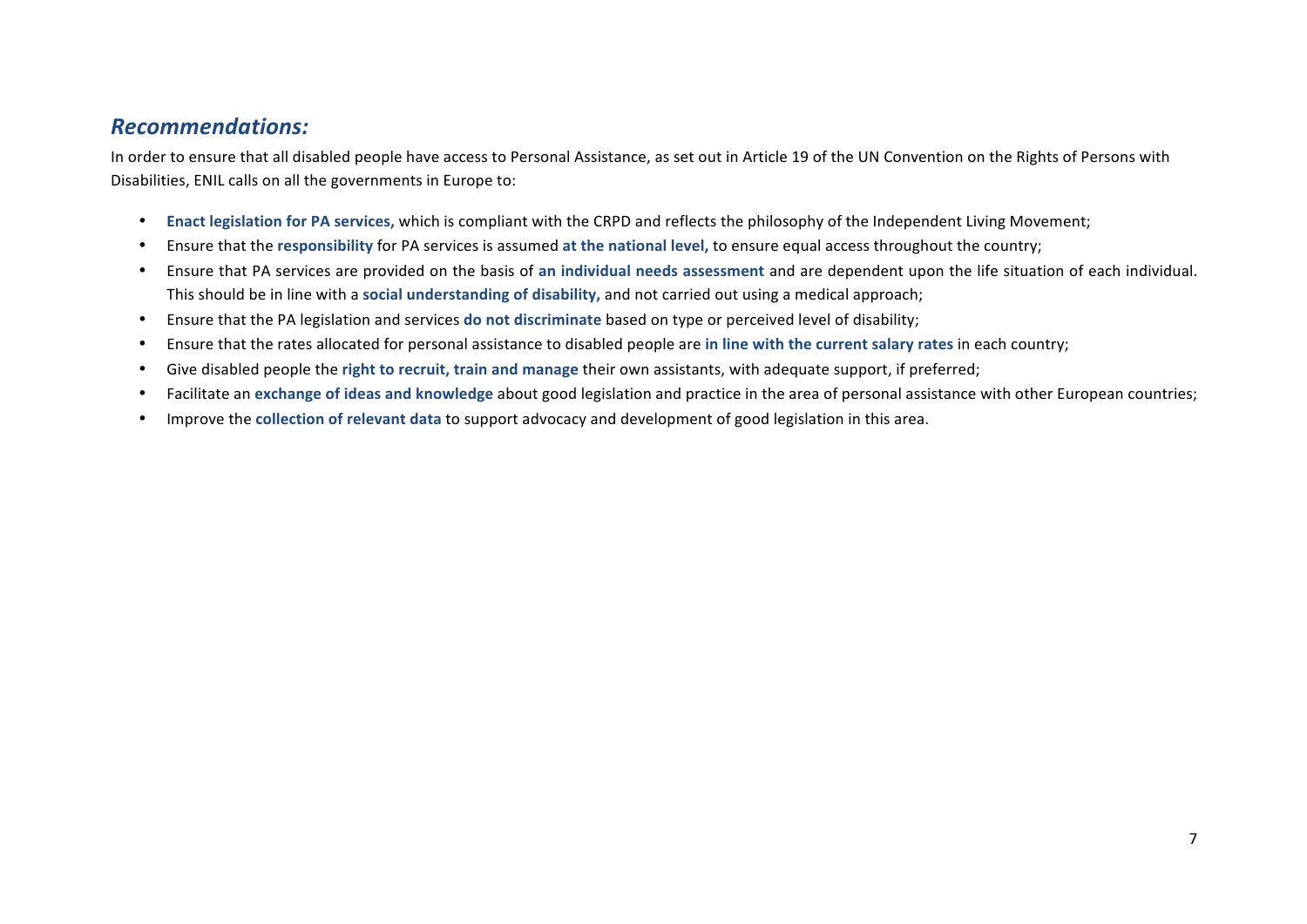## *Recommendations:*

In order to ensure that all disabled people have access to Personal Assistance, as set out in Article 19 of the UN Convention on the Rights of Persons with Disabilities, ENIL calls on all the governments in Europe to:

- **Enact legislation for PA services,** which is compliant with the CRPD and reflects the philosophy of the Independent Living Movement;
- Ensure that the **responsibility** for PA services is assumed **at the national level,** to ensure equal access throughout the country;
- Ensure that PA services are provided on the basis of **an individual needs assessment** and are dependent upon the life situation of each individual. This should be in line with a **social understanding of disability,** and not carried out using a medical approach;
- Ensure that the PA legislation and services **do not discriminate** based on type or perceived level of disability;
- Ensure that the rates allocated for personal assistance to disabled people are **in line with the current salary rates** in each country;
- Give disabled people the **right to recruit, train and manage** their own assistants, with adequate support, if preferred;
- Facilitate an **exchange of ideas and knowledge** about good legislation and practice in the area of personal assistance with other European countries;
- Improve the **collection of relevant data** to support advocacy and development of good legislation in this area.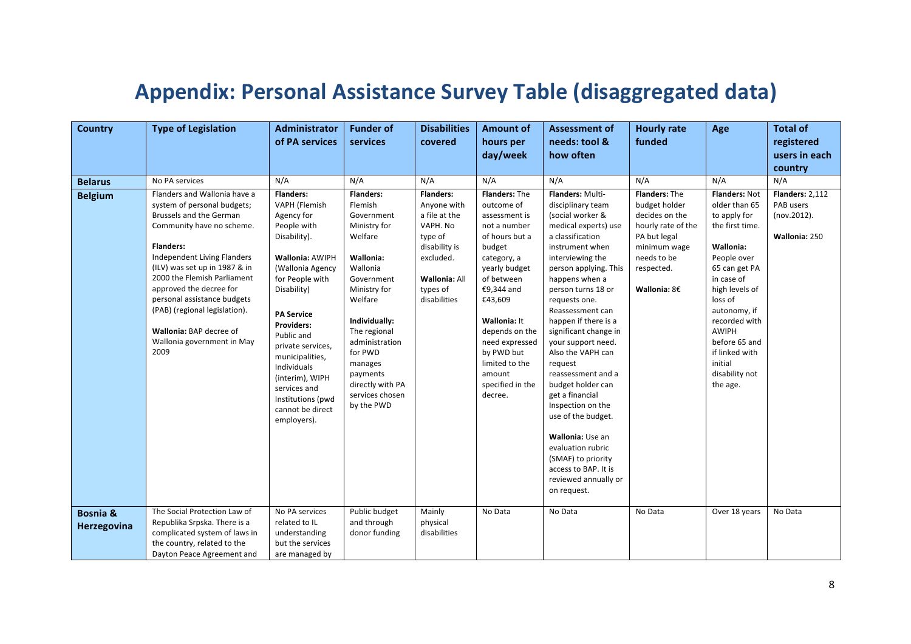# Appendix: Personal Assistance Survey Table (disaggregated data)

| Country | Type of Legislation | Administrator of PA services | Funder of services | Disabilities covered | Amount of hours per day/week | Assessment of needs: tool & how often | Hourly rate funded | Age | Total of registered users in each country |
|---|---|---|---|---|---|---|---|---|---|
| **Belarus** | No PA services | N/A | N/A | N/A | N/A | N/A | N/A | N/A | N/A |
| **Belgium** | Flanders and Wallonia have a system of personal budgets; Brussels and the German Community have no scheme.<br><br>**Flanders:** Independent Living Flanders (ILV) was set up in 1987 & in 2000 the Flemish Parliament approved the decree for personal assistance budgets (PAB) (regional legislation).<br><br>**Wallonia:** BAP decree of Wallonia government in May 2009 | **Flanders:** VAPH (Flemish Agency for People with Disability).<br><br>**Wallonia:** AWIPH (Wallonia Agency for People with Disability)<br><br>**PA Service Providers:** Public and private services, municipalities, Individuals (interim), WIPH services and Institutions (pwd cannot be direct employers). | **Flanders:** Flemish Government Ministry for Welfare<br><br>**Wallonia:** Wallonia Government Ministry for Welfare<br><br>**Individually:** The regional administration for PWD manages payments directly with PA services chosen by the PWD | **Flanders:** Anyone with a file at the VAPH. No type of disability is excluded.<br><br>**Wallonia:** All types of disabilities | **Flanders:** The outcome of assessment is not a number of hours but a budget category, a yearly budget of between €9,344 and €43,609<br><br>**Wallonia:** It depends on the need expressed by PWD but limited to the amount specified in the decree. | **Flanders:** Multi-disciplinary team (social worker & medical experts) use a classification instrument when interviewing the person applying. This happens when a person turns 18 or requests one. Reassessment can happen if there is a significant change in your support need. Also the VAPH can request reassessment and a budget holder can get a financial Inspection on the use of the budget.<br><br>**Wallonia:** Use an evaluation rubric (SMAF) to priority access to BAP. It is reviewed annually or on request. | **Flanders:** The budget holder decides on the hourly rate of the PA but legal minimum wage needs to be respected.<br><br>**Wallonia:** 8€ | **Flanders:** Not older than 65 to apply for the first time.<br><br>**Wallonia:** People over 65 can get PA in case of high levels of loss of autonomy, if recorded with AWIPH before 65 and if linked with initial disability not the age. | **Flanders:** 2,112 PAB users (nov.2012).<br><br>**Wallonia:** 250 |
| **Bosnia & Herzegovina** | The Social Protection Law of Republika Srpska. There is a complicated system of laws in the country, related to the Dayton Peace Agreement and | No PA services related to IL understanding but the services are managed by | Public budget and through donor funding | Mainly physical disabilities | No Data | No Data | No Data | Over 18 years | No Data |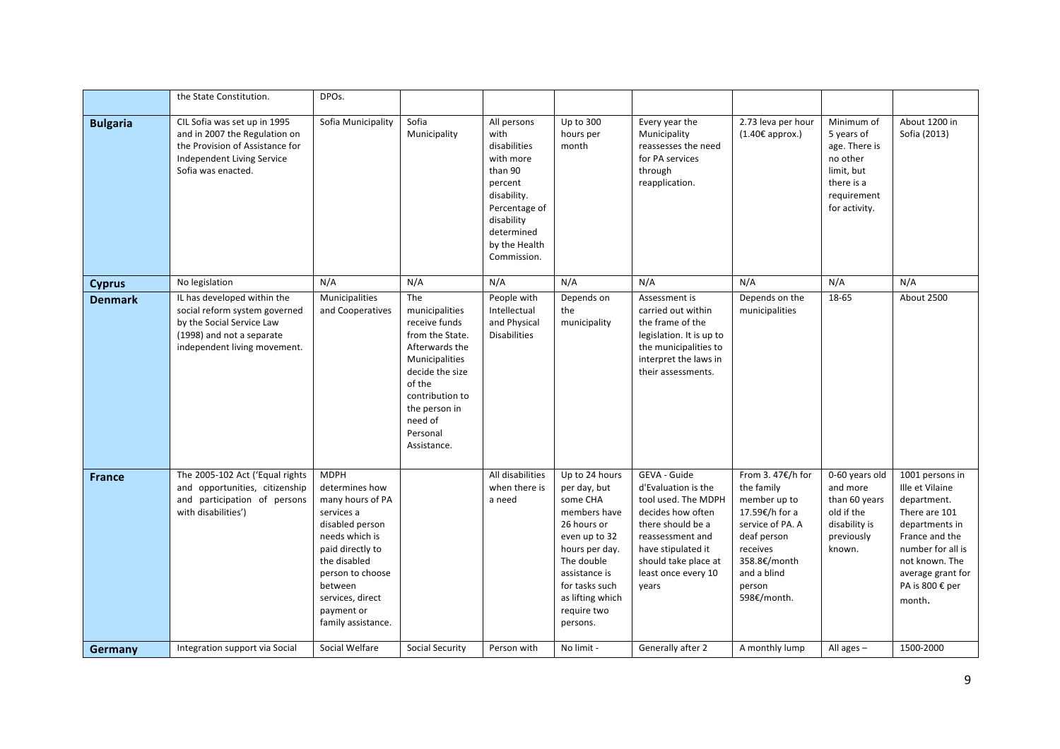|  |  |  |  |  |  |  |  |  |  |
|---|---|---|---|---|---|---|---|---|---|
|  | the State Constitution. | DPOs. |  |  |  |  |  |  |  |
| **Bulgaria** | CIL Sofia was set up in 1995 and in 2007 the Regulation on the Provision of Assistance for Independent Living Service Sofia was enacted. | Sofia Municipality | Sofia Municipality | All persons with disabilities with more than 90 percent disability. Percentage of disability determined by the Health Commission. | Up to 300 hours per month | Every year the Municipality reassesses the need for PA services through reapplication. | 2.73 leva per hour (1.40€ approx.) | Minimum of 5 years of age. There is no other limit, but there is a requirement for activity. | About 1200 in Sofia (2013) |
| **Cyprus** | No legislation | N/A | N/A | N/A | N/A | N/A | N/A | N/A | N/A |
| **Denmark** | IL has developed within the social reform system governed by the Social Service Law (1998) and not a separate independent living movement. | Municipalities and Cooperatives | The municipalities receive funds from the State. Afterwards the Municipalities decide the size of the contribution to the person in need of Personal Assistance. | People with Intellectual and Physical Disabilities | Depends on the municipality | Assessment is carried out within the frame of the legislation. It is up to the municipalities to interpret the laws in their assessments. | Depends on the municipalities | 18-65 | About 2500 |
| **France** | The 2005-102 Act ('Equal rights and opportunities, citizenship and participation of persons with disabilities') | MDPH determines how many hours of PA services a disabled person needs which is paid directly to the disabled person to choose between services, direct payment or family assistance. |  | All disabilities when there is a need | Up to 24 hours per day, but some CHA members have 26 hours or even up to 32 hours per day. The double assistance is for tasks such as lifting which require two persons. | GEVA - Guide d'Evaluation is the tool used. The MDPH decides how often there should be a reassessment and have stipulated it should take place at least once every 10 years | From 3. 47€/h for the family member up to 17.59€/h for a service of PA. A deaf person receives 358.8€/month and a blind person 598€/month. | 0-60 years old and more than 60 years old if the disability is previously known. | 1001 persons in Ille et Vilaine department. There are 101 departments in France and the number for all is not known. The average grant for PA is 800 € per month. |
| **Germany** | Integration support via Social | Social Welfare | Social Security | Person with | No limit - | Generally after 2 | A monthly lump | All ages – | 1500-2000 |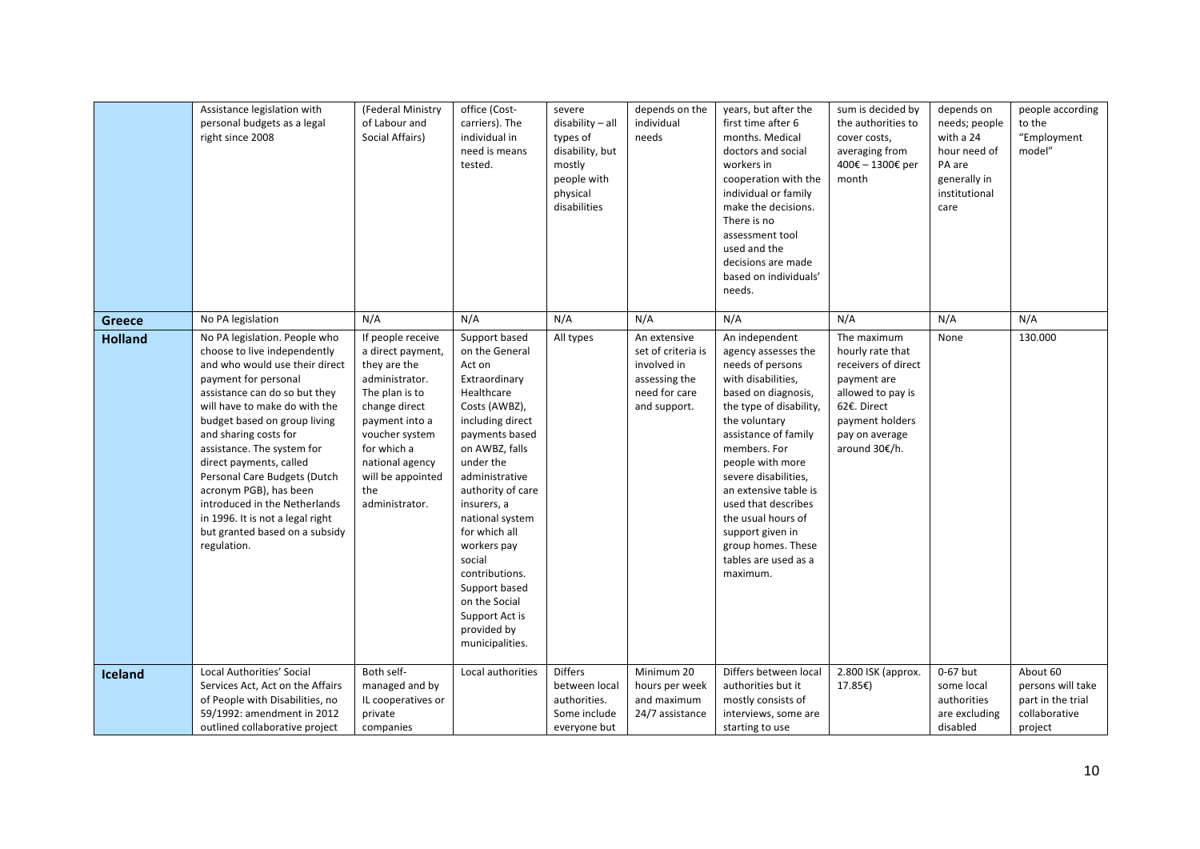| | | | | | | | | | |
|---|---|---|---|---|---|---|---|---|---|
| | Assistance legislation with personal budgets as a legal right since 2008 | (Federal Ministry of Labour and Social Affairs) | office (Cost-carriers). The individual in need is means tested. | severe disability – all types of disability, but mostly people with physical disabilities | depends on the individual needs | years, but after the first time after 6 months. Medical doctors and social workers in cooperation with the individual or family make the decisions. There is no assessment tool used and the decisions are made based on individuals' needs. | sum is decided by the authorities to cover costs, averaging from 400€ – 1300€ per month | depends on needs; people with a 24 hour need of PA are generally in institutional care | people according to the "Employment model" |
| **Greece** | No PA legislation | N/A | N/A | N/A | N/A | N/A | N/A | N/A | N/A |
| **Holland** | No PA legislation. People who choose to live independently and who would use their direct payment for personal assistance can do so but they will have to make do with the budget based on group living and sharing costs for assistance. The system for direct payments, called Personal Care Budgets (Dutch acronym PGB), has been introduced in the Netherlands in 1996. It is not a legal right but granted based on a subsidy regulation. | If people receive a direct payment, they are the administrator. The plan is to change direct payment into a voucher system for which a national agency will be appointed the administrator. | Support based on the General Act on Extraordinary Healthcare Costs (AWBZ), including direct payments based on AWBZ, falls under the administrative authority of care insurers, a national system for which all workers pay social contributions. Support based on the Social Support Act is provided by municipalities. | All types | An extensive set of criteria is involved in assessing the need for care and support. | An independent agency assesses the needs of persons with disabilities, based on diagnosis, the type of disability, the voluntary assistance of family members. For people with more severe disabilities, an extensive table is used that describes the usual hours of support given in group homes. These tables are used as a maximum. | The maximum hourly rate that receivers of direct payment are allowed to pay is 62€. Direct payment holders pay on average around 30€/h. | None | 130.000 |
| **Iceland** | Local Authorities' Social Services Act, Act on the Affairs of People with Disabilities, no 59/1992: amendment in 2012 outlined collaborative project | Both self-managed and by IL cooperatives or private companies | Local authorities | Differs between local authorities. Some include everyone but | Minimum 20 hours per week and maximum 24/7 assistance | Differs between local authorities but it mostly consists of interviews, some are starting to use | 2.800 ISK (approx. 17.85€) | 0-67 but some local authorities are excluding disabled | About 60 persons will take part in the trial collaborative project |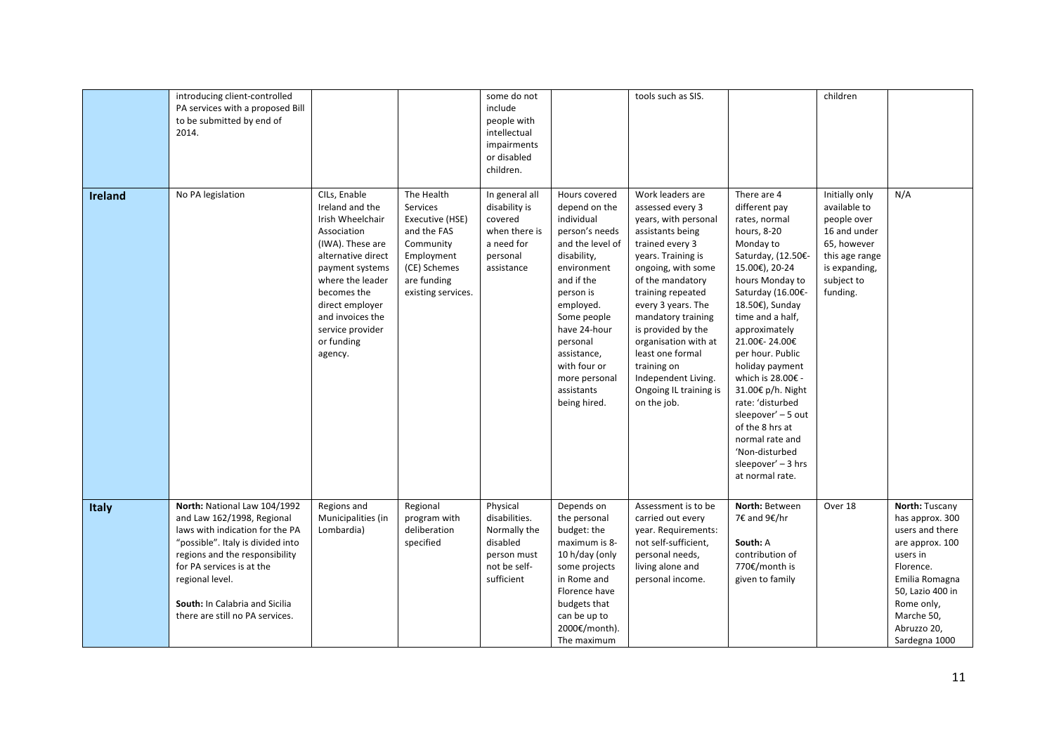|  | introducing client-controlled PA services with a proposed Bill to be submitted by end of 2014. |  |  | some do not include people with intellectual impairments or disabled children. |  | tools such as SIS. |  | children |  |
|---|---|---|---|---|---|---|---|---|---|
| **Ireland** | No PA legislation | CILs, Enable Ireland and the Irish Wheelchair Association (IWA). These are alternative direct payment systems where the leader becomes the direct employer and invoices the service provider or funding agency. | The Health Services Executive (HSE) and the FAS Community Employment (CE) Schemes are funding existing services. | In general all disability is covered when there is a need for personal assistance | Hours covered depend on the individual person's needs and the level of disability, environment and if the person is employed. Some people have 24-hour personal assistance, with four or more personal assistants being hired. | Work leaders are assessed every 3 years, with personal assistants being trained every 3 years. Training is ongoing, with some of the mandatory training repeated every 3 years. The mandatory training is provided by the organisation with at least one formal training on Independent Living. Ongoing IL training is on the job. | There are 4 different pay rates, normal hours, 8-20 Monday to Saturday, (12.50€-15.00€), 20-24 hours Monday to Saturday (16.00€-18.50€), Sunday time and a half, approximately 21.00€- 24.00€ per hour. Public holiday payment which is 28.00€ - 31.00€ p/h. Night rate: 'disturbed sleepover' – 5 out of the 8 hrs at normal rate and 'Non-disturbed sleepover' – 3 hrs at normal rate. | Initially only available to people over 16 and under 65, however this age range is expanding, subject to funding. | N/A |
| **Italy** | **North:** National Law 104/1992 and Law 162/1998, Regional laws with indication for the PA "possible". Italy is divided into regions and the responsibility for PA services is at the regional level.<br><br>**South:** In Calabria and Sicilia there are still no PA services. | Regions and Municipalities (in Lombardia) | Regional program with deliberation specified | Physical disabilities. Normally the disabled person must not be self-sufficient | Depends on the personal budget: the maximum is 8-10 h/day (only some projects in Rome and Florence have budgets that can be up to 2000€/month). The maximum | Assessment is to be carried out every year. Requirements: not self-sufficient, personal needs, living alone and personal income. | **North:** Between 7€ and 9€/hr<br><br>**South:** A contribution of 770€/month is given to family | Over 18 | **North:** Tuscany has approx. 300 users and there are approx. 100 users in Florence. Emilia Romagna 50, Lazio 400 in Rome only, Marche 50, Abruzzo 20, Sardegna 1000 |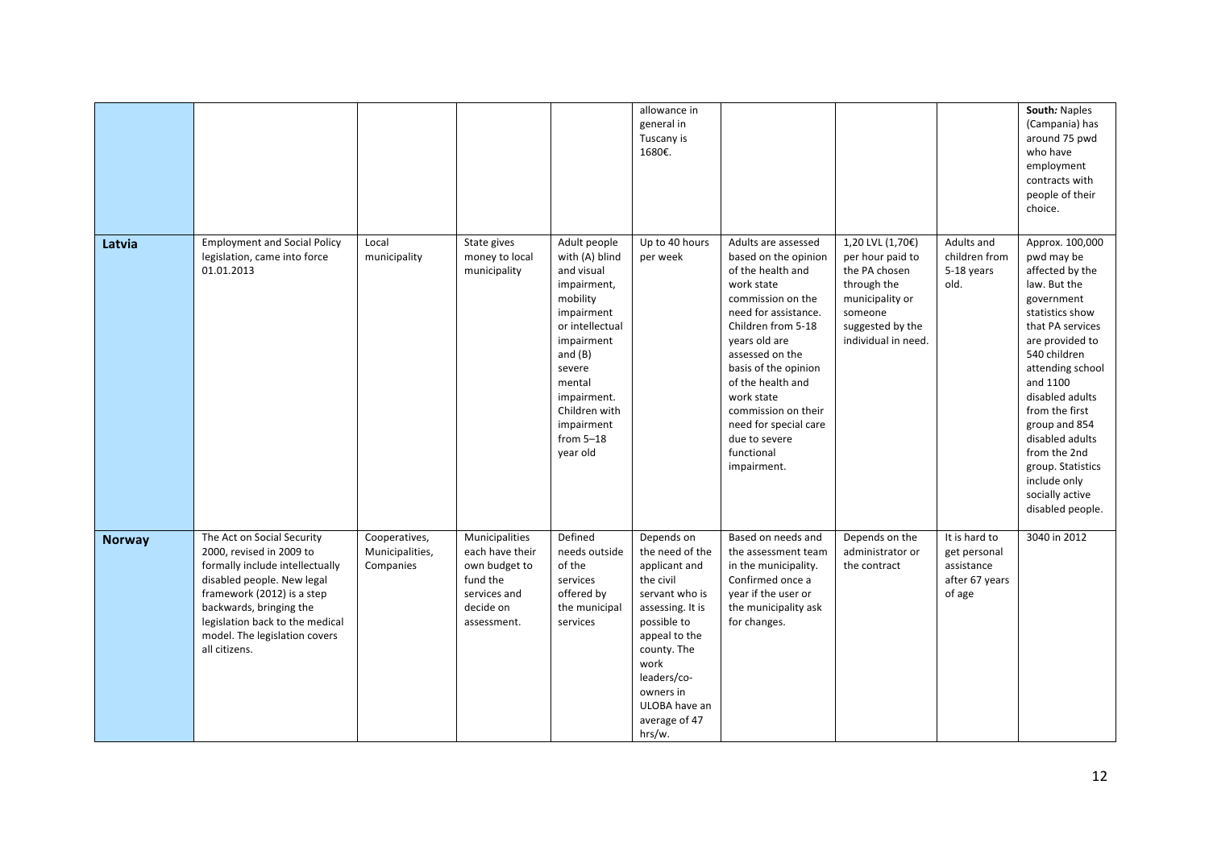| | | | | | | | | | |
|---|---|---|---|---|---|---|---|---|---|
| | | | | | allowance in general in Tuscany is 1680€. | | | | **South:** Naples (Campania) has around 75 pwd who have employment contracts with people of their choice. |
| **Latvia** | Employment and Social Policy legislation, came into force 01.01.2013 | Local municipality | State gives money to local municipality | Adult people with (A) blind and visual impairment, mobility impairment or intellectual impairment and (B) severe mental impairment. Children with impairment from 5–18 year old | Up to 40 hours per week | Adults are assessed based on the opinion of the health and work state commission on the need for assistance. Children from 5-18 years old are assessed on the basis of the opinion of the health and work state commission on their need for special care due to severe functional impairment. | 1,20 LVL (1,70€) per hour paid to the PA chosen through the municipality or someone suggested by the individual in need. | Adults and children from 5-18 years old. | Approx. 100,000 pwd may be affected by the law. But the government statistics show that PA services are provided to 540 children attending school and 1100 disabled adults from the first group and 854 disabled adults from the 2nd group. Statistics include only socially active disabled people. |
| **Norway** | The Act on Social Security 2000, revised in 2009 to formally include intellectually disabled people. New legal framework (2012) is a step backwards, bringing the legislation back to the medical model. The legislation covers all citizens. | Cooperatives, Municipalities, Companies | Municipalities each have their own budget to fund the services and decide on assessment. | Defined needs outside of the services offered by the municipal services | Depends on the need of the applicant and the civil servant who is assessing. It is possible to appeal to the county. The work leaders/co-owners in ULOBA have an average of 47 hrs/w. | Based on needs and the assessment team in the municipality. Confirmed once a year if the user or the municipality ask for changes. | Depends on the administrator or the contract | It is hard to get personal assistance after 67 years of age | 3040 in 2012 |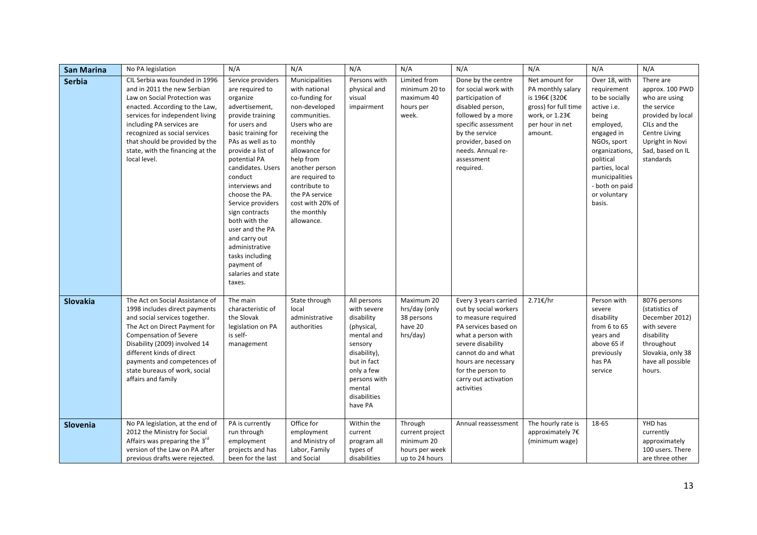| San Marino | No PA legislation | N/A | N/A | N/A | N/A | N/A | N/A | N/A | N/A |
|---|---|---|---|---|---|---|---|---|---|
| Serbia | CIL Serbia was founded in 1996 and in 2011 the new Serbian Law on Social Protection was enacted. According to the Law, services for independent living including PA services are recognized as social services that should be provided by the state, with the financing at the local level. | Service providers are required to organize advertisement, provide training for users and basic training for PAs as well as to provide a list of potential PA candidates. Users conduct interviews and choose the PA. Service providers sign contracts both with the user and the PA and carry out administrative tasks including payment of salaries and state taxes. | Municipalities with national co-funding for non-developed communities. Users who are receiving the monthly allowance for help from another person are required to contribute to the PA service cost with 20% of the monthly allowance. | Persons with physical and visual impairment | Limited from minimum 20 to maximum 40 hours per week. | Done by the centre for social work with participation of disabled person, followed by a more specific assessment by the service provider, based on needs. Annual re-assessment required. | Net amount for PA monthly salary is 196€ (320€ gross) for full time work, or 1.23€ per hour in net amount. | Over 18, with requirement to be socially active i.e. being employed, engaged in NGOs, sport organizations, political parties, local municipalities - both on paid or voluntary basis. | There are approx. 100 PWD who are using the service provided by local CILs and the Centre Living Upright in Novi Sad, based on IL standards |
| Slovakia | The Act on Social Assistance of 1998 includes direct payments and social services together. The Act on Direct Payment for Compensation of Severe Disability (2009) involved 14 different kinds of direct payments and competences of state bureaus of work, social affairs and family | The main characteristic of the Slovak legislation on PA is self-management | State through local administrative authorities | All persons with severe disability (physical, mental and sensory disability), but in fact only a few persons with mental disabilities have PA | Maximum 20 hrs/day (only 38 persons have 20 hrs/day) | Every 3 years carried out by social workers to measure required PA services based on what a person with severe disability cannot do and what hours are necessary for the person to carry out activation activities | 2.71€/hr | Person with severe disability from 6 to 65 years and above 65 if previously has PA service | 8076 persons (statistics of December 2012) with severe disability throughout Slovakia, only 38 have all possible hours. |
| Slovenia | No PA legislation, at the end of 2012 the Ministry for Social Affairs was preparing the 3rd version of the Law on PA after previous drafts were rejected. | PA is currently run through employment projects and has been for the last | Office for employment and Ministry of Labor, Family and Social | Within the current program all types of disabilities | Through current project minimum 20 hours per week up to 24 hours | Annual reassessment | The hourly rate is approximately 7€ (minimum wage) | 18-65 | YHD has currently approximately 100 users. There are three other |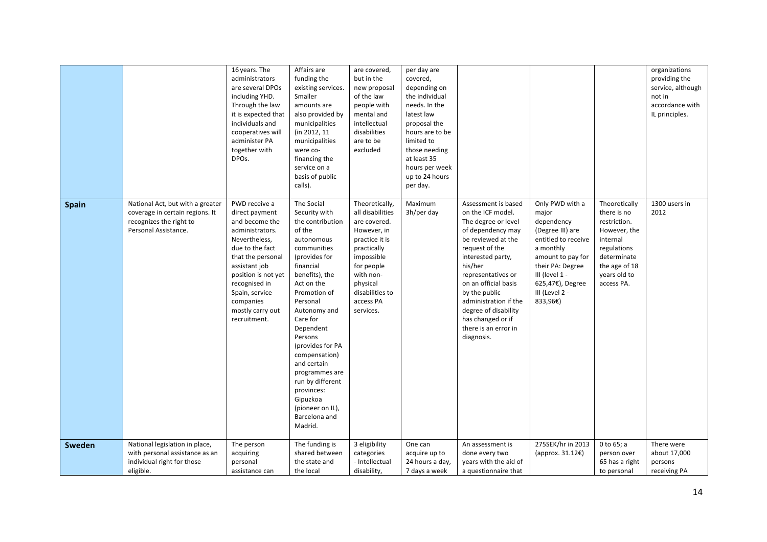|  |  | 16 years. The administrators are several DPOs including YHD. Through the law it is expected that individuals and cooperatives will administer PA together with DPOs. | Affairs are funding the existing services. Smaller amounts are also provided by municipalities (in 2012, 11 municipalities were co-financing the service on a basis of public calls). | are covered, but in the new proposal of the law people with mental and intellectual disabilities are to be excluded | per day are covered, depending on the individual needs. In the latest law proposal the hours are to be limited to those needing at least 35 hours per week up to 24 hours per day. |  |  |  | organizations providing the service, although not in accordance with IL principles. |
|---|---|---|---|---|---|---|---|---|---|
| **Spain** | National Act, but with a greater coverage in certain regions. It recognizes the right to Personal Assistance. | PWD receive a direct payment and become the administrators. Nevertheless, due to the fact that the personal assistant job position is not yet recognised in Spain, service companies mostly carry out recruitment. | The Social Security with the contribution of the autonomous communities (provides for financial benefits), the Act on the Promotion of Personal Autonomy and Care for Dependent Persons (provides for PA compensation) and certain programmes are run by different provinces: Gipuzkoa (pioneer on IL), Barcelona and Madrid. | Theoretically, all disabilities are covered. However, in practice it is practically impossible for people with non-physical disabilities to access PA services. | Maximum 3h/per day | Assessment is based on the ICF model. The degree or level of dependency may be reviewed at the request of the interested party, his/her representatives or on an official basis by the public administration if the degree of disability has changed or if there is an error in diagnosis. | Only PWD with a major dependency (Degree III) are entitled to receive a monthly amount to pay for their PA: Degree III (level 1 - 625,47€), Degree III (Level 2 - 833,96€) | Theoretically there is no restriction. However, the internal regulations determinate the age of 18 years old to access PA. | 1300 users in 2012 |
| **Sweden** | National legislation in place, with personal assistance as an individual right for those eligible. | The person acquiring personal assistance can | The funding is shared between the state and the local | 3 eligibility categories - Intellectual disability, | One can acquire up to 24 hours a day, 7 days a week | An assessment is done every two years with the aid of a questionnaire that | 275SEK/hr in 2013 (approx. 31.12€) | 0 to 65; a person over 65 has a right to personal | There were about 17,000 persons receiving PA |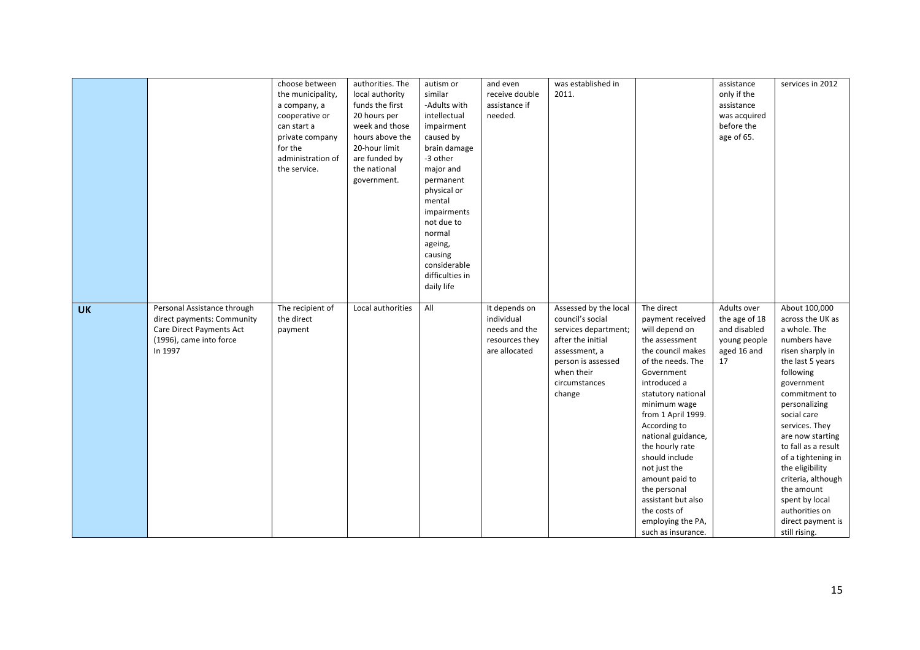| | | | | | | | | | |
|---|---|---|---|---|---|---|---|---|---|
| | | choose between the municipality, a company, a cooperative or can start a private company for the administration of the service. | authorities. The local authority funds the first 20 hours per week and those hours above the 20-hour limit are funded by the national government. | autism or similar -Adults with intellectual impairment caused by brain damage -3 other major and permanent physical or mental impairments not due to normal ageing, causing considerable difficulties in daily life | and even receive double assistance if needed. | was established in 2011. | | assistance only if the assistance was acquired before the age of 65. | services in 2012 |
| **UK** | Personal Assistance through direct payments: Community Care Direct Payments Act (1996), came into force In 1997 | The recipient of the direct payment | Local authorities | All | It depends on individual needs and the resources they are allocated | Assessed by the local council's social services department; after the initial assessment, a person is assessed when their circumstances change | The direct payment received will depend on the assessment the council makes of the needs. The Government introduced a statutory national minimum wage from 1 April 1999. According to national guidance, the hourly rate should include not just the amount paid to the personal assistant but also the costs of employing the PA, such as insurance. | Adults over the age of 18 and disabled young people aged 16 and 17 | About 100,000 across the UK as a whole. The numbers have risen sharply in the last 5 years following government commitment to personalizing social care services. They are now starting to fall as a result of a tightening in the eligibility criteria, although the amount spent by local authorities on direct payment is still rising. |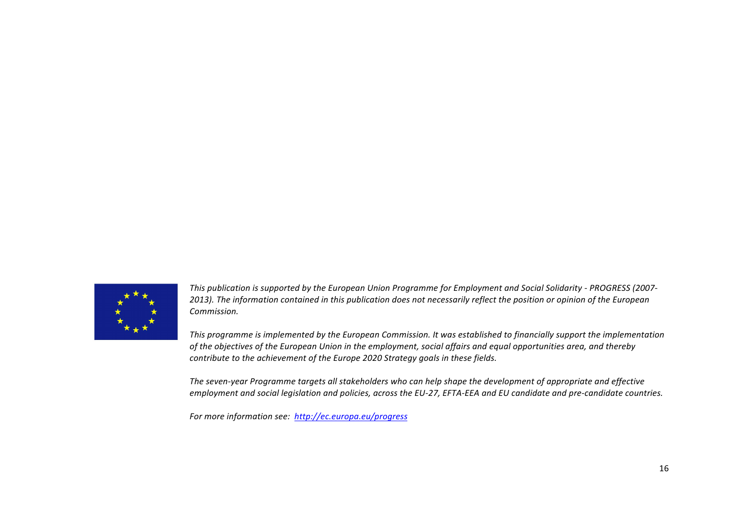*This publication is supported by the European Union Programme for Employment and Social Solidarity - PROGRESS (2007-2013). The information contained in this publication does not necessarily reflect the position or opinion of the European Commission.*

*This programme is implemented by the European Commission. It was established to financially support the implementation of the objectives of the European Union in the employment, social affairs and equal opportunities area, and thereby contribute to the achievement of the Europe 2020 Strategy goals in these fields.*

*The seven-year Programme targets all stakeholders who can help shape the development of appropriate and effective employment and social legislation and policies, across the EU-27, EFTA-EEA and EU candidate and pre-candidate countries.*

*For more information see: [http://ec.europa.eu/progress](http://ec.europa.eu/progress)*